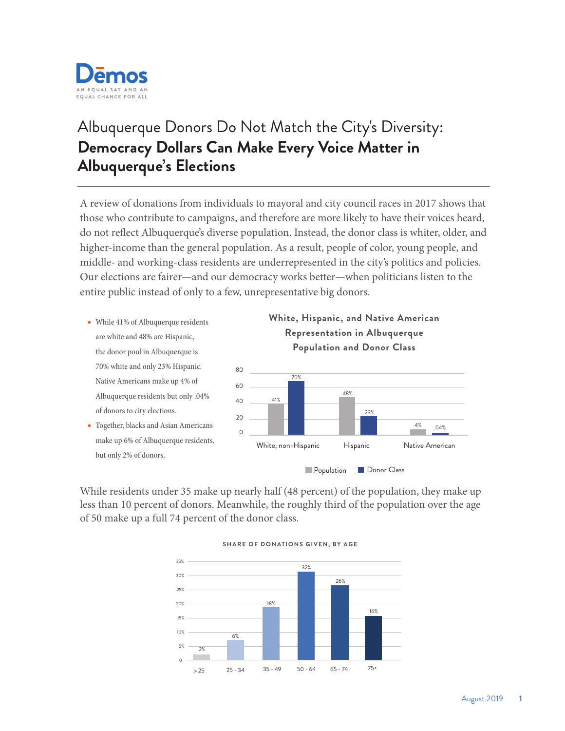Dēmos

AN EQUAL SAY AND AN EQUAL CHANCE FOR ALL

# Albuquerque Donors Do Not Match the City's Diversity: **Democracy Dollars Can Make Every Voice Matter in Albuquerque's Elections**

A review of donations from individuals to mayoral and city council races in 2017 shows that those who contribute to campaigns, and therefore are more likely to have their voices heard, do not reflect Albuquerque's diverse population. Instead, the donor class is whiter, older, and higher-income than the general population. As a result, people of color, young people, and middle- and working-class residents are underrepresented in the city's politics and policies. Our elections are fairer—and our democracy works better—when politicians listen to the entire public instead of only to a few, unrepresentative big donors.

- While 41% of Albuquerque residents are white and 48% are Hispanic, the donor pool in Albuquerque is 70% white and only 23% Hispanic. Native Americans make up 4% of Albuquerque residents but only .04% of donors to city elections.
- Together, blacks and Asian Americans make up 6% of Albuquerque residents, but only 2% of donors.

**White, Hispanic, and Native American Representation in Albuquerque Population and Donor Class**

| | Population | Donor Class |
|---|---|---|
| White, non-Hispanic | 41% | 70% |
| Hispanic | 48% | 23% |
| Native American | 4% | .04% |

While residents under 35 make up nearly half (48 percent) of the population, they make up less than 10 percent of donors. Meanwhile, the roughly third of the population over the age of 50 make up a full 74 percent of the donor class.

**SHARE OF DONATIONS GIVEN, BY AGE**

| Age | Share |
|---|---|
| > 25 | 2% |
| 25 - 34 | 6% |
| 35 - 49 | 18% |
| 50 - 64 | 32% |
| 65 - 74 | 26% |
| 75+ | 16% |

August 2019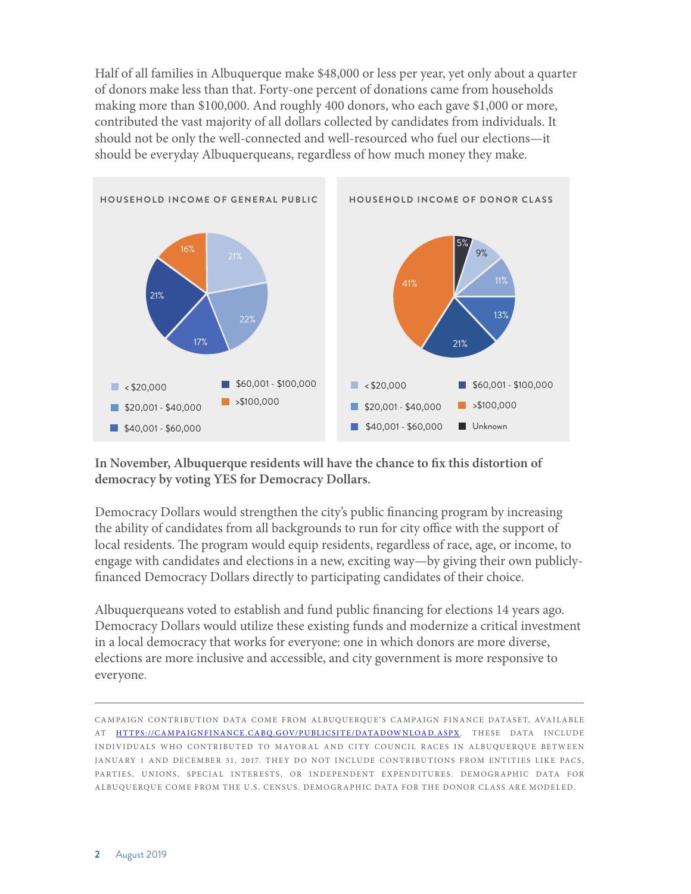Half of all families in Albuquerque make $48,000 or less per year, yet only about a quarter of donors make less than that. Forty-one percent of donations came from households making more than $100,000. And roughly 400 donors, who each gave $1,000 or more, contributed the vast majority of all dollars collected by candidates from individuals. It should not be only the well-connected and well-resourced who fuel our elections—it should be everyday Albuquerqueans, regardless of how much money they make.

HOUSEHOLD INCOME OF GENERAL PUBLIC

21%
22%
17%
21%
16%

< $20,000
$20,001 - $40,000
$40,001 - $60,000
$60,001 - $100,000
>$100,000

HOUSEHOLD INCOME OF DONOR CLASS

5%
9%
11%
13%
21%
41%

< $20,000
$20,001 - $40,000
$40,001 - $60,000
$60,001 - $100,000
>$100,000
Unknown

**In November, Albuquerque residents will have the chance to fix this distortion of democracy by voting YES for Democracy Dollars.**

Democracy Dollars would strengthen the city's public financing program by increasing the ability of candidates from all backgrounds to run for city office with the support of local residents. The program would equip residents, regardless of race, age, or income, to engage with candidates and elections in a new, exciting way—by giving their own publicly-financed Democracy Dollars directly to participating candidates of their choice.

Albuquerqueans voted to establish and fund public financing for elections 14 years ago. Democracy Dollars would utilize these existing funds and modernize a critical investment in a local democracy that works for everyone: one in which donors are more diverse, elections are more inclusive and accessible, and city government is more responsive to everyone.

---

CAMPAIGN CONTRIBUTION DATA COME FROM ALBUQUERQUE'S CAMPAIGN FINANCE DATASET, AVAILABLE AT HTTPS://CAMPAIGNFINANCE.CABQ.GOV/PUBLICSITE/DATADOWNLOAD.ASPX. THESE DATA INCLUDE INDIVIDUALS WHO CONTRIBUTED TO MAYORAL AND CITY COUNCIL RACES IN ALBUQUERQUE BETWEEN JANUARY 1 AND DECEMBER 31, 2017. THEY DO NOT INCLUDE CONTRIBUTIONS FROM ENTITIES LIKE PACS, PARTIES, UNIONS, SPECIAL INTERESTS, OR INDEPENDENT EXPENDITURES. DEMOGRAPHIC DATA FOR ALBUQUERQUE COME FROM THE U.S. CENSUS. DEMOGRAPHIC DATA FOR THE DONOR CLASS ARE MODELED.